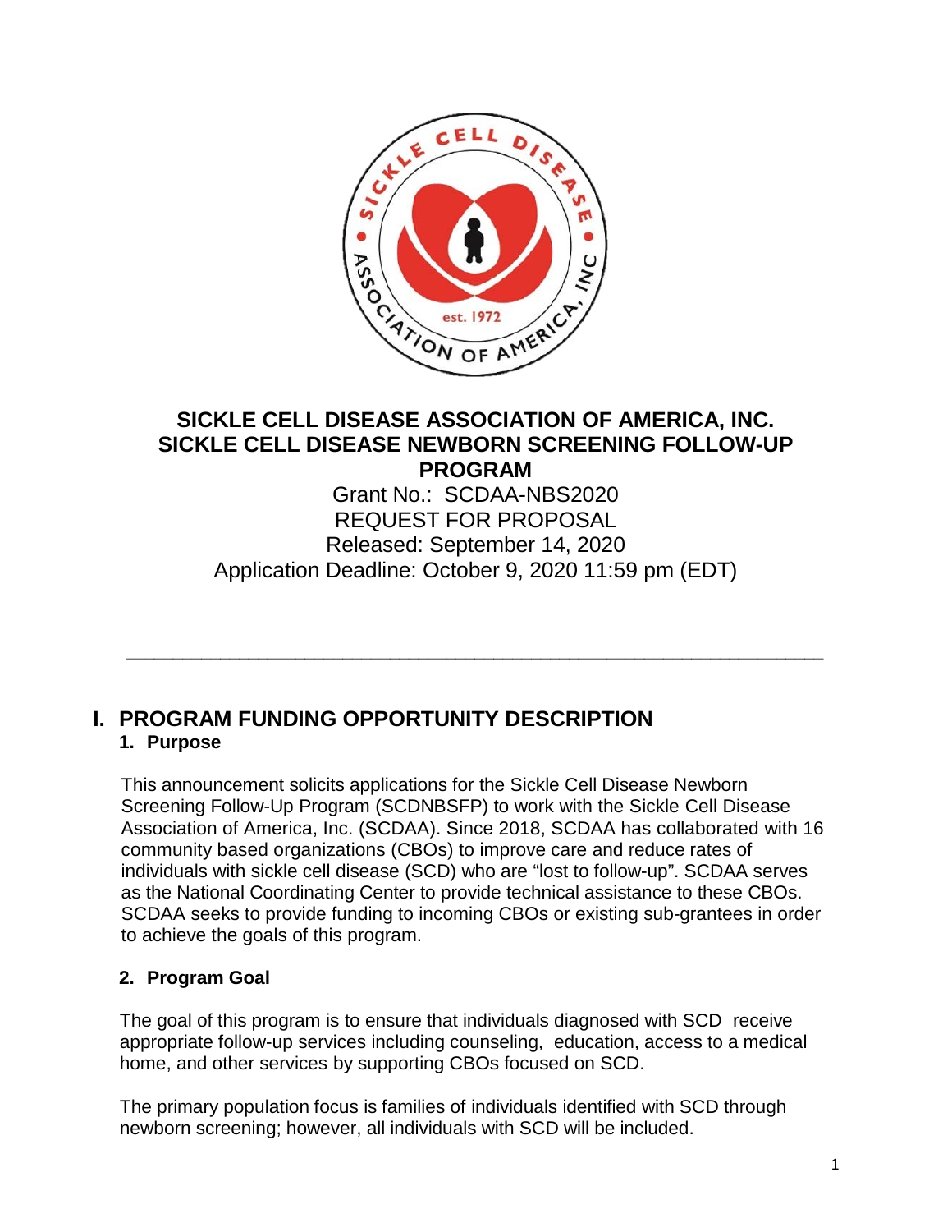# SICKLE CELL DISEASE ASSOCIATION OF AMERICA, INC.
# SICKLE CELL DISEASE NEWBORN SCREENING FOLLOW-UP PROGRAM

Grant No.: SCDAA-NBS2020

REQUEST FOR PROPOSAL

Released: September 14, 2020

Application Deadline: October 9, 2020 11:59 pm (EDT)

---

## I. PROGRAM FUNDING OPPORTUNITY DESCRIPTION

### 1. Purpose

This announcement solicits applications for the Sickle Cell Disease Newborn Screening Follow-Up Program (SCDNBSFP) to work with the Sickle Cell Disease Association of America, Inc. (SCDAA). Since 2018, SCDAA has collaborated with 16 community based organizations (CBOs) to improve care and reduce rates of individuals with sickle cell disease (SCD) who are "lost to follow-up". SCDAA serves as the National Coordinating Center to provide technical assistance to these CBOs. SCDAA seeks to provide funding to incoming CBOs or existing sub-grantees in order to achieve the goals of this program.

### 2. Program Goal

The goal of this program is to ensure that individuals diagnosed with SCD receive appropriate follow-up services including counseling, education, access to a medical home, and other services by supporting CBOs focused on SCD.

The primary population focus is families of individuals identified with SCD through newborn screening; however, all individuals with SCD will be included.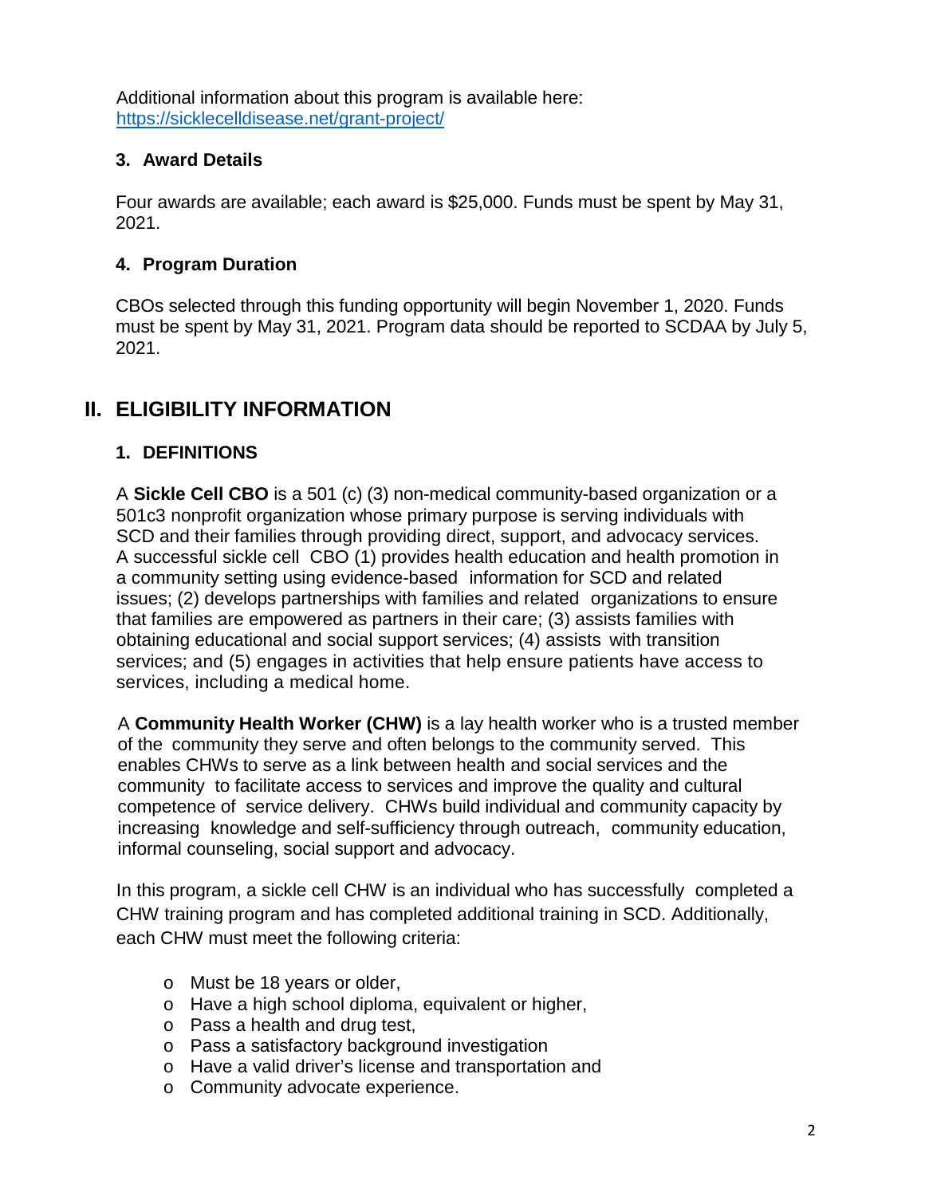Additional information about this program is available here:
https://sicklecelldisease.net/grant-project/

### 3. Award Details

Four awards are available; each award is $25,000. Funds must be spent by May 31, 2021.

### 4. Program Duration

CBOs selected through this funding opportunity will begin November 1, 2020. Funds must be spent by May 31, 2021. Program data should be reported to SCDAA by July 5, 2021.

## II. ELIGIBILITY INFORMATION

### 1. DEFINITIONS

A **Sickle Cell CBO** is a 501 (c) (3) non-medical community-based organization or a 501c3 nonprofit organization whose primary purpose is serving individuals with SCD and their families through providing direct, support, and advocacy services. A successful sickle cell CBO (1) provides health education and health promotion in a community setting using evidence-based information for SCD and related issues; (2) develops partnerships with families and related organizations to ensure that families are empowered as partners in their care; (3) assists families with obtaining educational and social support services; (4) assists with transition services; and (5) engages in activities that help ensure patients have access to services, including a medical home.

A **Community Health Worker (CHW)** is a lay health worker who is a trusted member of the community they serve and often belongs to the community served. This enables CHWs to serve as a link between health and social services and the community to facilitate access to services and improve the quality and cultural competence of service delivery. CHWs build individual and community capacity by increasing knowledge and self-sufficiency through outreach, community education, informal counseling, social support and advocacy.

In this program, a sickle cell CHW is an individual who has successfully completed a CHW training program and has completed additional training in SCD. Additionally, each CHW must meet the following criteria:

- Must be 18 years or older,
- Have a high school diploma, equivalent or higher,
- Pass a health and drug test,
- Pass a satisfactory background investigation
- Have a valid driver's license and transportation and
- Community advocate experience.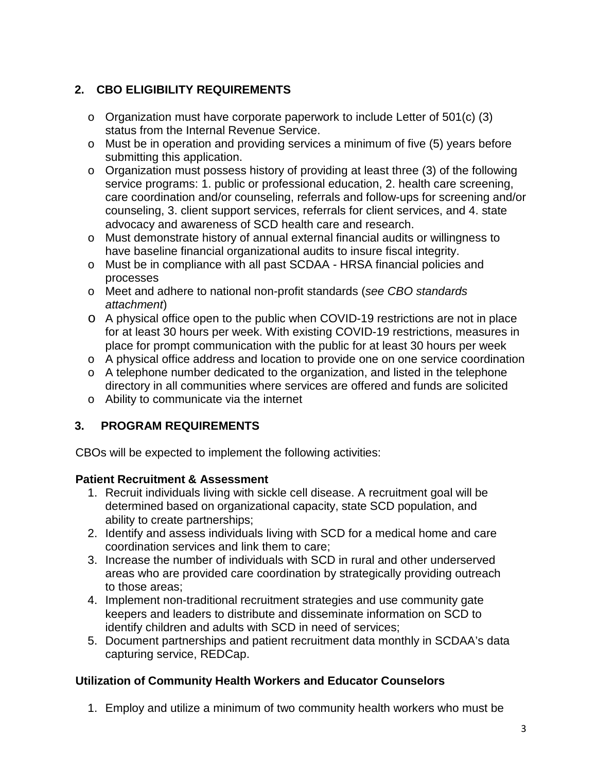## 2. CBO ELIGIBILITY REQUIREMENTS

- Organization must have corporate paperwork to include Letter of 501(c) (3) status from the Internal Revenue Service.
- Must be in operation and providing services a minimum of five (5) years before submitting this application.
- Organization must possess history of providing at least three (3) of the following service programs: 1. public or professional education, 2. health care screening, care coordination and/or counseling, referrals and follow-ups for screening and/or counseling, 3. client support services, referrals for client services, and 4. state advocacy and awareness of SCD health care and research.
- Must demonstrate history of annual external financial audits or willingness to have baseline financial organizational audits to insure fiscal integrity.
- Must be in compliance with all past SCDAA - HRSA financial policies and processes
- Meet and adhere to national non-profit standards (*see CBO standards attachment*)
- A physical office open to the public when COVID-19 restrictions are not in place for at least 30 hours per week. With existing COVID-19 restrictions, measures in place for prompt communication with the public for at least 30 hours per week
- A physical office address and location to provide one on one service coordination
- A telephone number dedicated to the organization, and listed in the telephone directory in all communities where services are offered and funds are solicited
- Ability to communicate via the internet

## 3. PROGRAM REQUIREMENTS

CBOs will be expected to implement the following activities:

**Patient Recruitment & Assessment**

1. Recruit individuals living with sickle cell disease. A recruitment goal will be determined based on organizational capacity, state SCD population, and ability to create partnerships;
2. Identify and assess individuals living with SCD for a medical home and care coordination services and link them to care;
3. Increase the number of individuals with SCD in rural and other underserved areas who are provided care coordination by strategically providing outreach to those areas;
4. Implement non-traditional recruitment strategies and use community gate keepers and leaders to distribute and disseminate information on SCD to identify children and adults with SCD in need of services;
5. Document partnerships and patient recruitment data monthly in SCDAA's data capturing service, REDCap.

**Utilization of Community Health Workers and Educator Counselors**

1. Employ and utilize a minimum of two community health workers who must be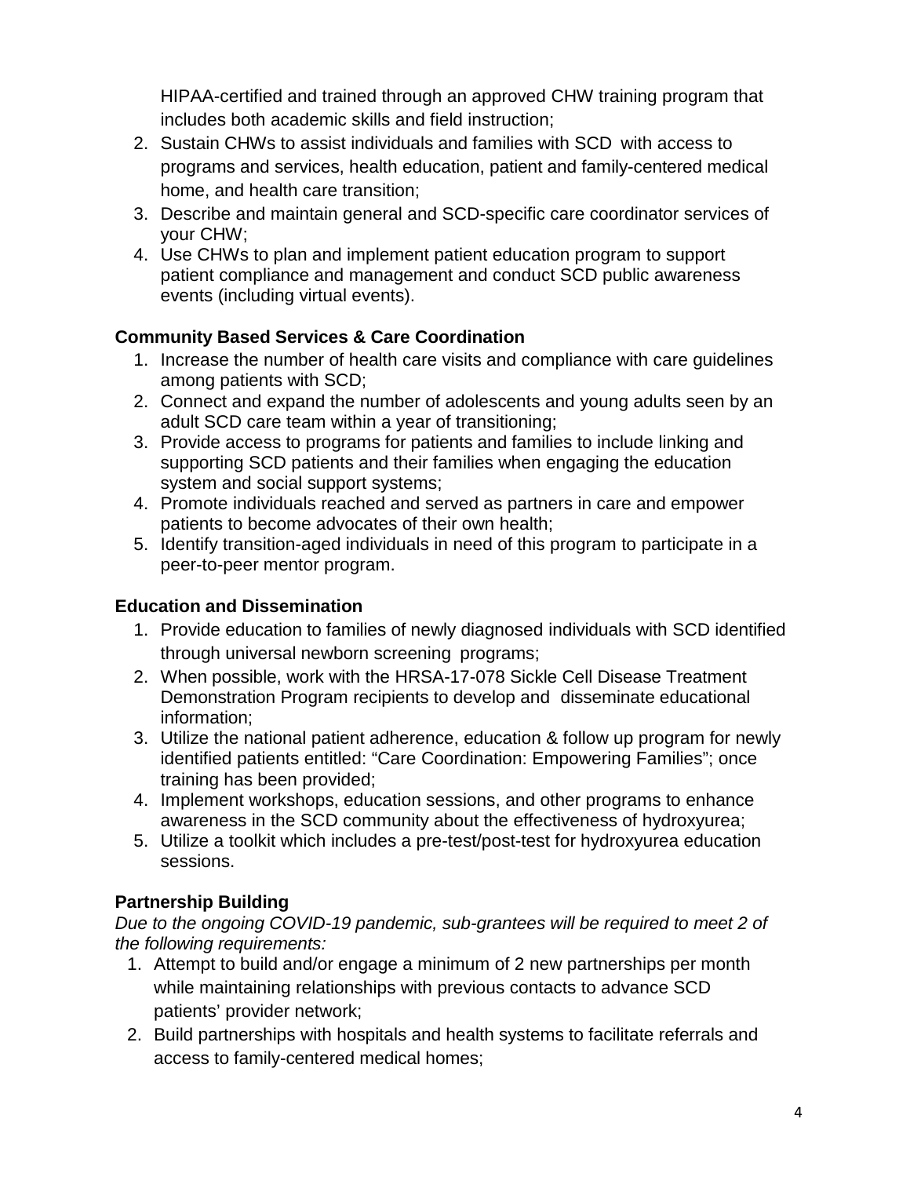HIPAA-certified and trained through an approved CHW training program that includes both academic skills and field instruction;

2. Sustain CHWs to assist individuals and families with SCD with access to programs and services, health education, patient and family-centered medical home, and health care transition;
3. Describe and maintain general and SCD-specific care coordinator services of your CHW;
4. Use CHWs to plan and implement patient education program to support patient compliance and management and conduct SCD public awareness events (including virtual events).

**Community Based Services & Care Coordination**

1. Increase the number of health care visits and compliance with care guidelines among patients with SCD;
2. Connect and expand the number of adolescents and young adults seen by an adult SCD care team within a year of transitioning;
3. Provide access to programs for patients and families to include linking and supporting SCD patients and their families when engaging the education system and social support systems;
4. Promote individuals reached and served as partners in care and empower patients to become advocates of their own health;
5. Identify transition-aged individuals in need of this program to participate in a peer-to-peer mentor program.

**Education and Dissemination**

1. Provide education to families of newly diagnosed individuals with SCD identified through universal newborn screening programs;
2. When possible, work with the HRSA-17-078 Sickle Cell Disease Treatment Demonstration Program recipients to develop and disseminate educational information;
3. Utilize the national patient adherence, education & follow up program for newly identified patients entitled: "Care Coordination: Empowering Families"; once training has been provided;
4. Implement workshops, education sessions, and other programs to enhance awareness in the SCD community about the effectiveness of hydroxyurea;
5. Utilize a toolkit which includes a pre-test/post-test for hydroxyurea education sessions.

**Partnership Building**

*Due to the ongoing COVID-19 pandemic, sub-grantees will be required to meet 2 of the following requirements:*

1. Attempt to build and/or engage a minimum of 2 new partnerships per month while maintaining relationships with previous contacts to advance SCD patients' provider network;
2. Build partnerships with hospitals and health systems to facilitate referrals and access to family-centered medical homes;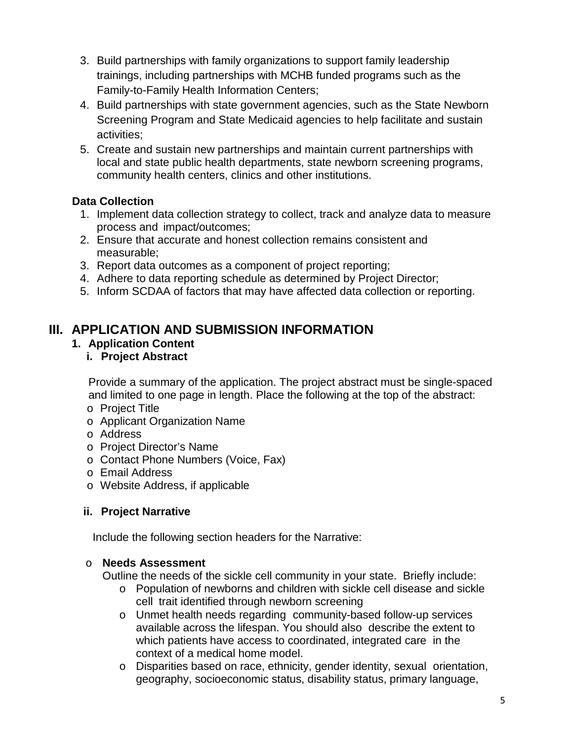3. Build partnerships with family organizations to support family leadership trainings, including partnerships with MCHB funded programs such as the Family-to-Family Health Information Centers;
4. Build partnerships with state government agencies, such as the State Newborn Screening Program and State Medicaid agencies to help facilitate and sustain activities;
5. Create and sustain new partnerships and maintain current partnerships with local and state public health departments, state newborn screening programs, community health centers, clinics and other institutions.

**Data Collection**

1. Implement data collection strategy to collect, track and analyze data to measure process and impact/outcomes;
2. Ensure that accurate and honest collection remains consistent and measurable;
3. Report data outcomes as a component of project reporting;
4. Adhere to data reporting schedule as determined by Project Director;
5. Inform SCDAA of factors that may have affected data collection or reporting.

## III. APPLICATION AND SUBMISSION INFORMATION

### 1. Application Content

#### i. Project Abstract

Provide a summary of the application. The project abstract must be single-spaced and limited to one page in length. Place the following at the top of the abstract:

- Project Title
- Applicant Organization Name
- Address
- Project Director's Name
- Contact Phone Numbers (Voice, Fax)
- Email Address
- Website Address, if applicable

#### ii. Project Narrative

Include the following section headers for the Narrative:

- **Needs Assessment**
  Outline the needs of the sickle cell community in your state. Briefly include:
  - Population of newborns and children with sickle cell disease and sickle cell trait identified through newborn screening
  - Unmet health needs regarding community-based follow-up services available across the lifespan. You should also describe the extent to which patients have access to coordinated, integrated care in the context of a medical home model.
  - Disparities based on race, ethnicity, gender identity, sexual orientation, geography, socioeconomic status, disability status, primary language,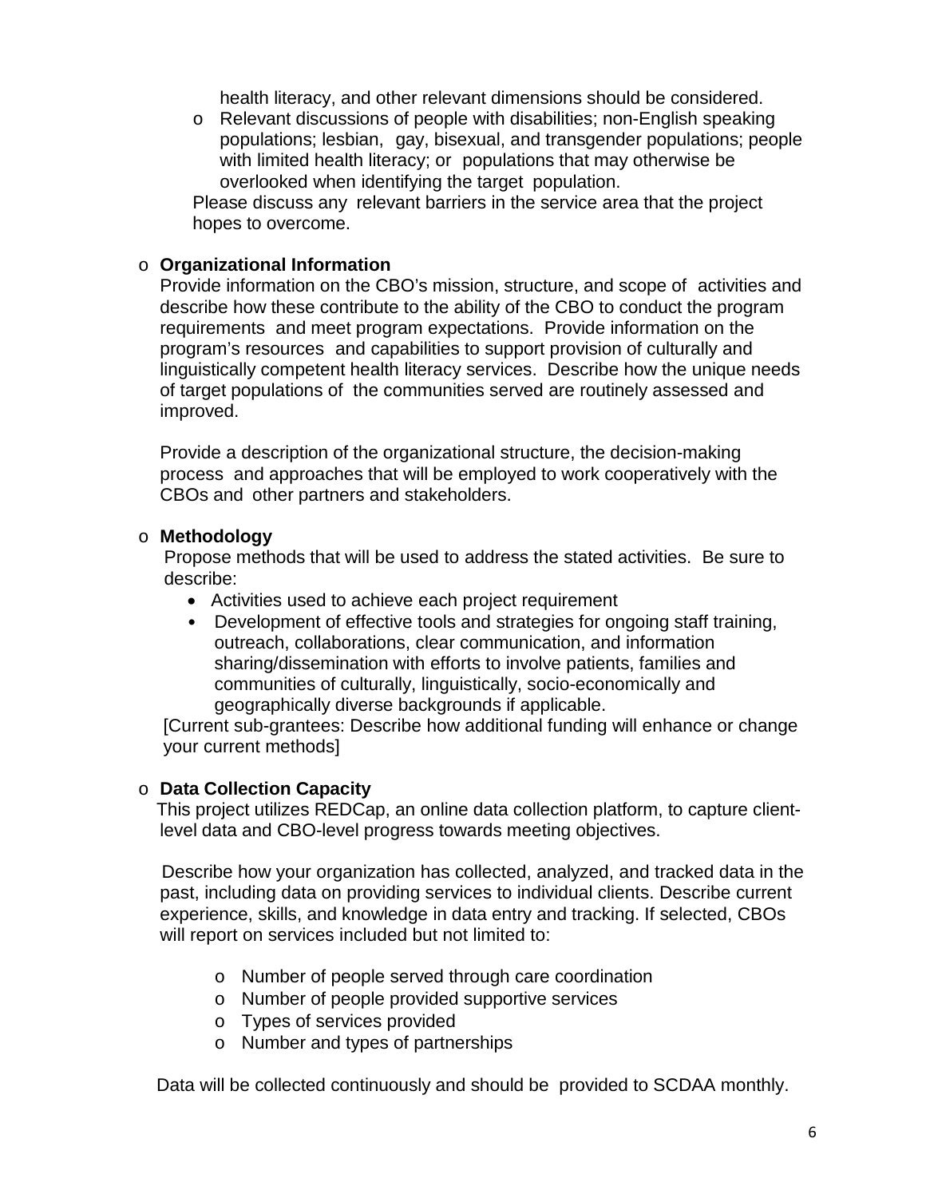health literacy, and other relevant dimensions should be considered.

- Relevant discussions of people with disabilities; non-English speaking populations; lesbian, gay, bisexual, and transgender populations; people with limited health literacy; or populations that may otherwise be overlooked when identifying the target population.

Please discuss any relevant barriers in the service area that the project hopes to overcome.

- **Organizational Information**

  Provide information on the CBO's mission, structure, and scope of activities and describe how these contribute to the ability of the CBO to conduct the program requirements and meet program expectations. Provide information on the program's resources and capabilities to support provision of culturally and linguistically competent health literacy services. Describe how the unique needs of target populations of the communities served are routinely assessed and improved.

  Provide a description of the organizational structure, the decision-making process and approaches that will be employed to work cooperatively with the CBOs and other partners and stakeholders.

- **Methodology**

  Propose methods that will be used to address the stated activities. Be sure to describe:

  - Activities used to achieve each project requirement
  - Development of effective tools and strategies for ongoing staff training, outreach, collaborations, clear communication, and information sharing/dissemination with efforts to involve patients, families and communities of culturally, linguistically, socio-economically and geographically diverse backgrounds if applicable.

  [Current sub-grantees: Describe how additional funding will enhance or change your current methods]

- **Data Collection Capacity**

  This project utilizes REDCap, an online data collection platform, to capture client-level data and CBO-level progress towards meeting objectives.

  Describe how your organization has collected, analyzed, and tracked data in the past, including data on providing services to individual clients. Describe current experience, skills, and knowledge in data entry and tracking. If selected, CBOs will report on services included but not limited to:

  - Number of people served through care coordination
  - Number of people provided supportive services
  - Types of services provided
  - Number and types of partnerships

  Data will be collected continuously and should be provided to SCDAA monthly.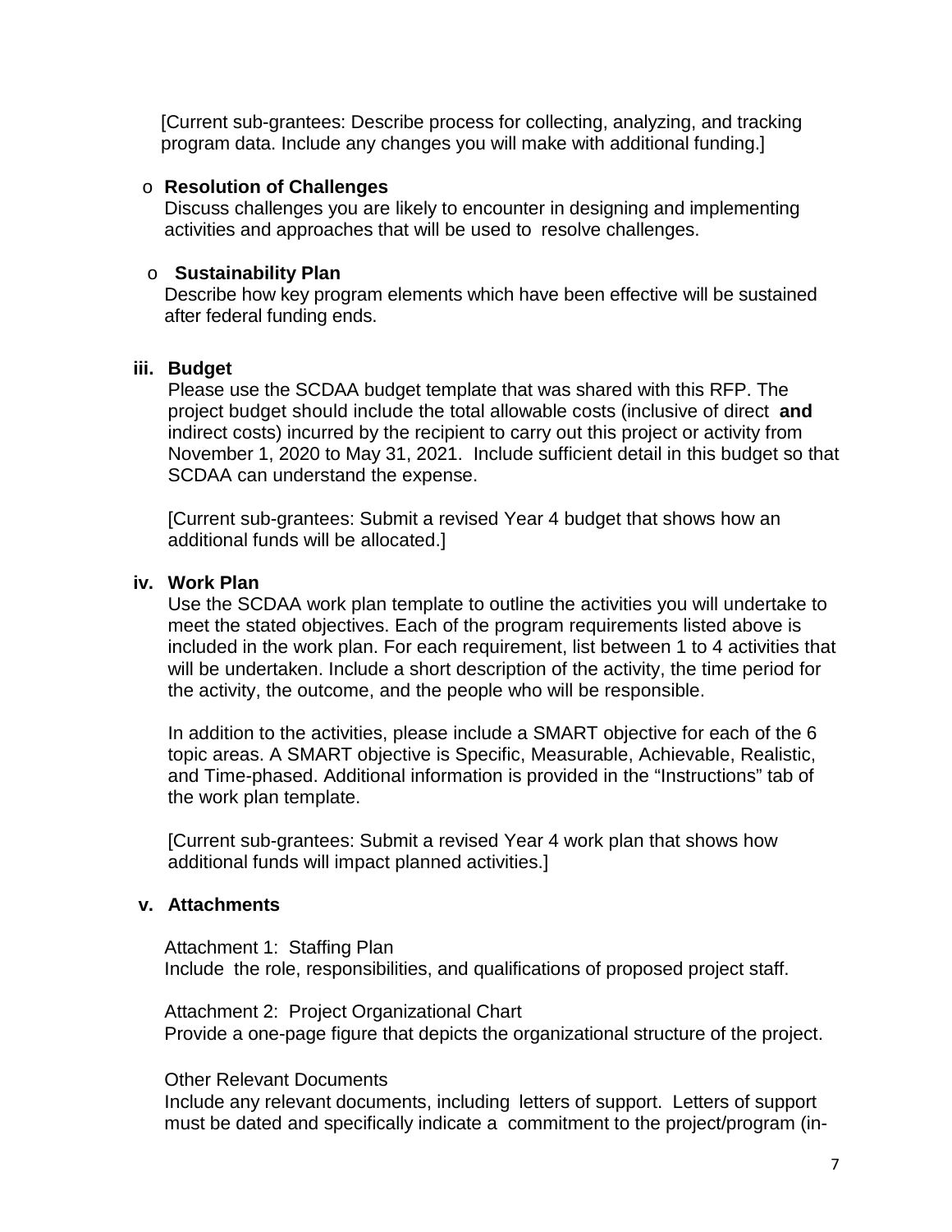[Current sub-grantees: Describe process for collecting, analyzing, and tracking program data. Include any changes you will make with additional funding.]

- **Resolution of Challenges**
  Discuss challenges you are likely to encounter in designing and implementing activities and approaches that will be used to resolve challenges.

- **Sustainability Plan**
  Describe how key program elements which have been effective will be sustained after federal funding ends.

### iii. Budget

Please use the SCDAA budget template that was shared with this RFP. The project budget should include the total allowable costs (inclusive of direct **and** indirect costs) incurred by the recipient to carry out this project or activity from November 1, 2020 to May 31, 2021. Include sufficient detail in this budget so that SCDAA can understand the expense.

[Current sub-grantees: Submit a revised Year 4 budget that shows how an additional funds will be allocated.]

### iv. Work Plan

Use the SCDAA work plan template to outline the activities you will undertake to meet the stated objectives. Each of the program requirements listed above is included in the work plan. For each requirement, list between 1 to 4 activities that will be undertaken. Include a short description of the activity, the time period for the activity, the outcome, and the people who will be responsible.

In addition to the activities, please include a SMART objective for each of the 6 topic areas. A SMART objective is Specific, Measurable, Achievable, Realistic, and Time-phased. Additional information is provided in the "Instructions" tab of the work plan template.

[Current sub-grantees: Submit a revised Year 4 work plan that shows how additional funds will impact planned activities.]

### v. Attachments

Attachment 1: Staffing Plan
Include the role, responsibilities, and qualifications of proposed project staff.

Attachment 2: Project Organizational Chart
Provide a one-page figure that depicts the organizational structure of the project.

Other Relevant Documents
Include any relevant documents, including letters of support. Letters of support must be dated and specifically indicate a commitment to the project/program (in-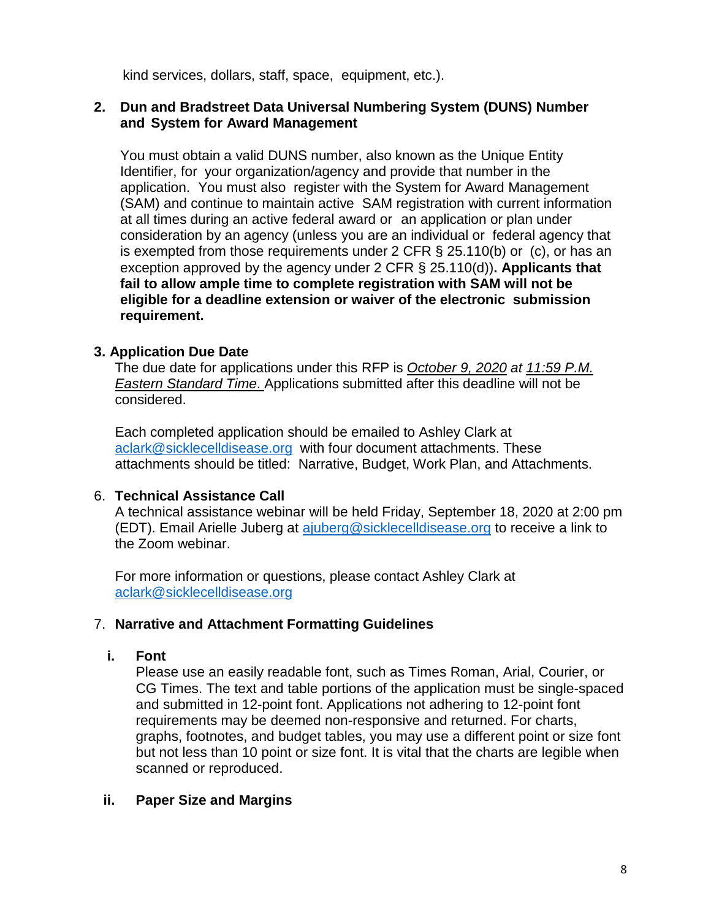kind services, dollars, staff, space, equipment, etc.).

**2. Dun and Bradstreet Data Universal Numbering System (DUNS) Number and System for Award Management**

You must obtain a valid DUNS number, also known as the Unique Entity Identifier, for your organization/agency and provide that number in the application. You must also register with the System for Award Management (SAM) and continue to maintain active SAM registration with current information at all times during an active federal award or an application or plan under consideration by an agency (unless you are an individual or federal agency that is exempted from those requirements under 2 CFR § 25.110(b) or (c), or has an exception approved by the agency under 2 CFR § 25.110(d))**. Applicants that fail to allow ample time to complete registration with SAM will not be eligible for a deadline extension or waiver of the electronic submission requirement.**

**3. Application Due Date**

The due date for applications under this RFP is *October 9, 2020* at *11:59 P.M. Eastern Standard Time.* Applications submitted after this deadline will not be considered.

Each completed application should be emailed to Ashley Clark at aclark@sicklecelldisease.org with four document attachments. These attachments should be titled: Narrative, Budget, Work Plan, and Attachments.

6. **Technical Assistance Call**

A technical assistance webinar will be held Friday, September 18, 2020 at 2:00 pm (EDT). Email Arielle Juberg at ajuberg@sicklecelldisease.org to receive a link to the Zoom webinar.

For more information or questions, please contact Ashley Clark at aclark@sicklecelldisease.org

7. **Narrative and Attachment Formatting Guidelines**

**i. Font**

Please use an easily readable font, such as Times Roman, Arial, Courier, or CG Times. The text and table portions of the application must be single-spaced and submitted in 12-point font. Applications not adhering to 12-point font requirements may be deemed non-responsive and returned. For charts, graphs, footnotes, and budget tables, you may use a different point or size font but not less than 10 point or size font. It is vital that the charts are legible when scanned or reproduced.

**ii. Paper Size and Margins**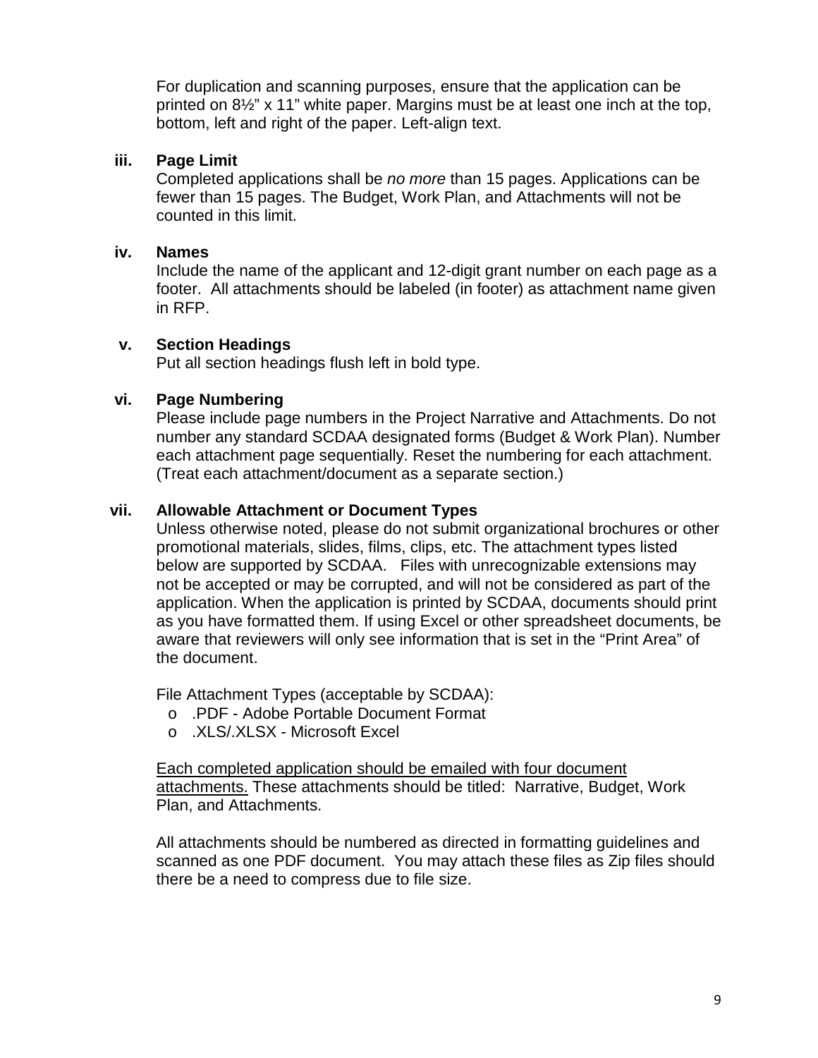For duplication and scanning purposes, ensure that the application can be printed on 8½" x 11" white paper. Margins must be at least one inch at the top, bottom, left and right of the paper. Left-align text.

**iii. Page Limit**

Completed applications shall be *no more* than 15 pages. Applications can be fewer than 15 pages. The Budget, Work Plan, and Attachments will not be counted in this limit.

**iv. Names**

Include the name of the applicant and 12-digit grant number on each page as a footer. All attachments should be labeled (in footer) as attachment name given in RFP.

**v. Section Headings**

Put all section headings flush left in bold type.

**vi. Page Numbering**

Please include page numbers in the Project Narrative and Attachments. Do not number any standard SCDAA designated forms (Budget & Work Plan). Number each attachment page sequentially. Reset the numbering for each attachment. (Treat each attachment/document as a separate section.)

**vii. Allowable Attachment or Document Types**

Unless otherwise noted, please do not submit organizational brochures or other promotional materials, slides, films, clips, etc. The attachment types listed below are supported by SCDAA. Files with unrecognizable extensions may not be accepted or may be corrupted, and will not be considered as part of the application. When the application is printed by SCDAA, documents should print as you have formatted them. If using Excel or other spreadsheet documents, be aware that reviewers will only see information that is set in the "Print Area" of the document.

File Attachment Types (acceptable by SCDAA):

- .PDF - Adobe Portable Document Format
- .XLS/.XLSX - Microsoft Excel

<u>Each completed application should be emailed with four document attachments.</u> These attachments should be titled: Narrative, Budget, Work Plan, and Attachments.

All attachments should be numbered as directed in formatting guidelines and scanned as one PDF document. You may attach these files as Zip files should there be a need to compress due to file size.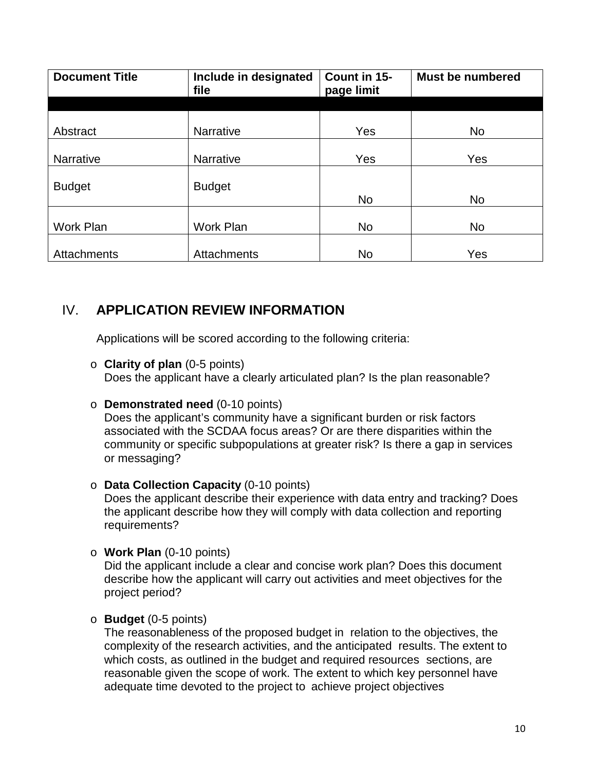| Document Title | Include in designated file | Count in 15-page limit | Must be numbered |
|---|---|---|---|
| | | | |
| Abstract | Narrative | Yes | No |
| Narrative | Narrative | Yes | Yes |
| Budget | Budget | No | No |
| Work Plan | Work Plan | No | No |
| Attachments | Attachments | No | Yes |

## IV. APPLICATION REVIEW INFORMATION

Applications will be scored according to the following criteria:

- **Clarity of plan** (0-5 points)
  Does the applicant have a clearly articulated plan? Is the plan reasonable?

- **Demonstrated need** (0-10 points)
  Does the applicant's community have a significant burden or risk factors associated with the SCDAA focus areas? Or are there disparities within the community or specific subpopulations at greater risk? Is there a gap in services or messaging?

- **Data Collection Capacity** (0-10 points)
  Does the applicant describe their experience with data entry and tracking? Does the applicant describe how they will comply with data collection and reporting requirements?

- **Work Plan** (0-10 points)
  Did the applicant include a clear and concise work plan? Does this document describe how the applicant will carry out activities and meet objectives for the project period?

- **Budget** (0-5 points)
  The reasonableness of the proposed budget in relation to the objectives, the complexity of the research activities, and the anticipated results. The extent to which costs, as outlined in the budget and required resources sections, are reasonable given the scope of work. The extent to which key personnel have adequate time devoted to the project to achieve project objectives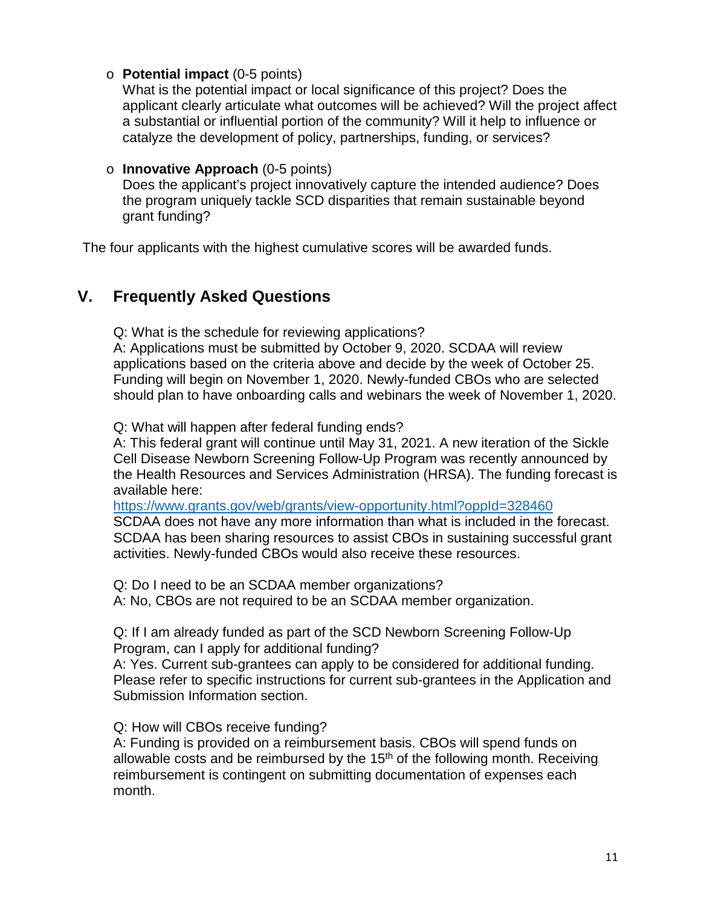- **Potential impact** (0-5 points)
  What is the potential impact or local significance of this project? Does the applicant clearly articulate what outcomes will be achieved? Will the project affect a substantial or influential portion of the community? Will it help to influence or catalyze the development of policy, partnerships, funding, or services?

- **Innovative Approach** (0-5 points)
  Does the applicant's project innovatively capture the intended audience? Does the program uniquely tackle SCD disparities that remain sustainable beyond grant funding?

The four applicants with the highest cumulative scores will be awarded funds.

## V. Frequently Asked Questions

Q: What is the schedule for reviewing applications?
A: Applications must be submitted by October 9, 2020. SCDAA will review applications based on the criteria above and decide by the week of October 25. Funding will begin on November 1, 2020. Newly-funded CBOs who are selected should plan to have onboarding calls and webinars the week of November 1, 2020.

Q: What will happen after federal funding ends?
A: This federal grant will continue until May 31, 2021. A new iteration of the Sickle Cell Disease Newborn Screening Follow-Up Program was recently announced by the Health Resources and Services Administration (HRSA). The funding forecast is available here:
https://www.grants.gov/web/grants/view-opportunity.html?oppId=328460
SCDAA does not have any more information than what is included in the forecast. SCDAA has been sharing resources to assist CBOs in sustaining successful grant activities. Newly-funded CBOs would also receive these resources.

Q: Do I need to be an SCDAA member organizations?
A: No, CBOs are not required to be an SCDAA member organization.

Q: If I am already funded as part of the SCD Newborn Screening Follow-Up Program, can I apply for additional funding?
A: Yes. Current sub-grantees can apply to be considered for additional funding. Please refer to specific instructions for current sub-grantees in the Application and Submission Information section.

Q: How will CBOs receive funding?
A: Funding is provided on a reimbursement basis. CBOs will spend funds on allowable costs and be reimbursed by the 15th of the following month. Receiving reimbursement is contingent on submitting documentation of expenses each month.